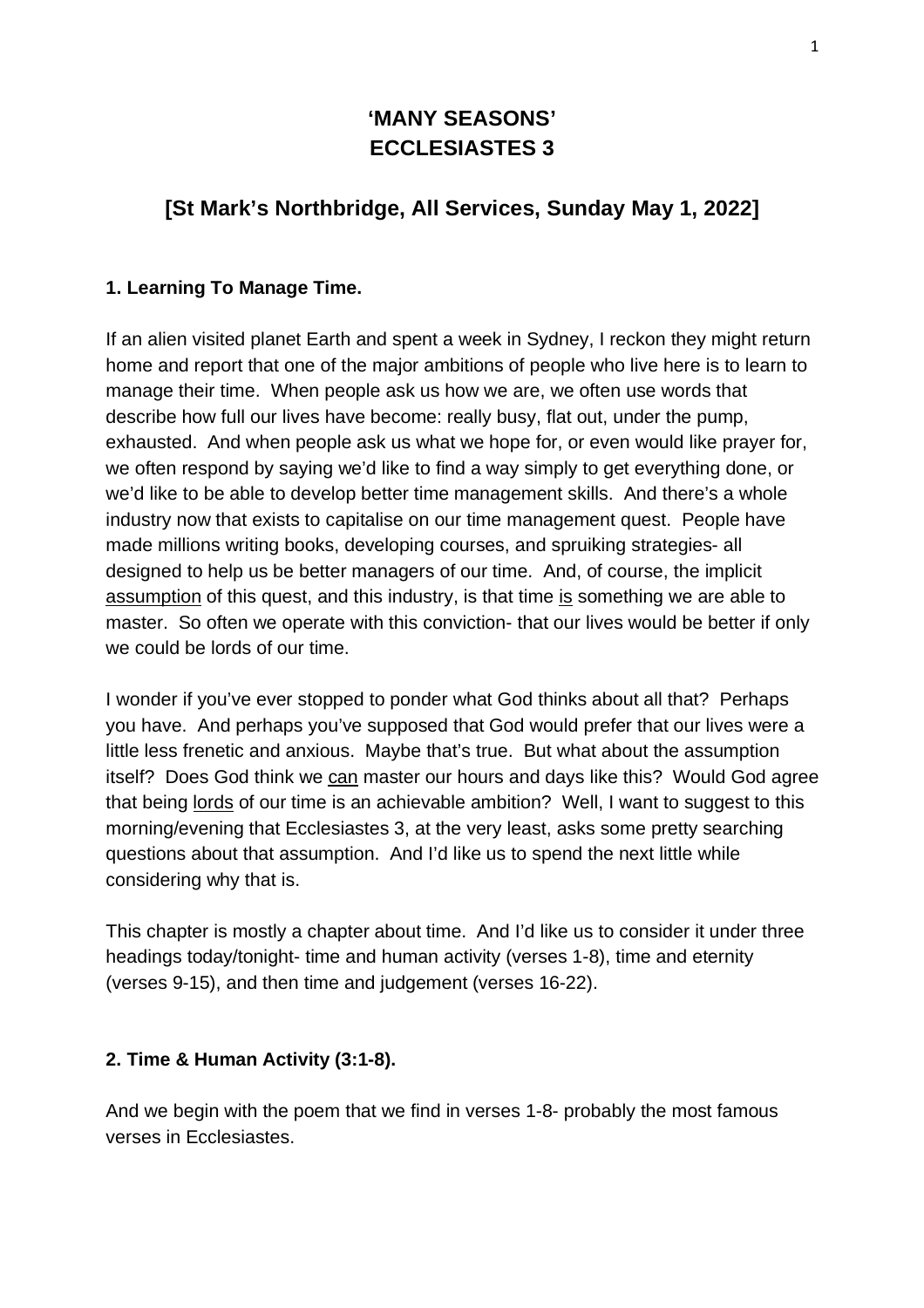# 'MANY SEASONS'
# ECCLESIASTES 3

## [St Mark's Northbridge, All Services, Sunday May 1, 2022]

### 1. Learning To Manage Time.

If an alien visited planet Earth and spent a week in Sydney, I reckon they might return home and report that one of the major ambitions of people who live here is to learn to manage their time. When people ask us how we are, we often use words that describe how full our lives have become: really busy, flat out, under the pump, exhausted. And when people ask us what we hope for, or even would like prayer for, we often respond by saying we'd like to find a way simply to get everything done, or we'd like to be able to develop better time management skills. And there's a whole industry now that exists to capitalise on our time management quest. People have made millions writing books, developing courses, and spruiking strategies- all designed to help us be better managers of our time. And, of course, the implicit <u>assumption</u> of this quest, and this industry, is that time <u>is</u> something we are able to master. So often we operate with this conviction- that our lives would be better if only we could be lords of our time.

I wonder if you've ever stopped to ponder what God thinks about all that? Perhaps you have. And perhaps you've supposed that God would prefer that our lives were a little less frenetic and anxious. Maybe that's true. But what about the assumption itself? Does God think we <u>can</u> master our hours and days like this? Would God agree that being <u>lords</u> of our time is an achievable ambition? Well, I want to suggest to this morning/evening that Ecclesiastes 3, at the very least, asks some pretty searching questions about that assumption. And I'd like us to spend the next little while considering why that is.

This chapter is mostly a chapter about time. And I'd like us to consider it under three headings today/tonight- time and human activity (verses 1-8), time and eternity (verses 9-15), and then time and judgement (verses 16-22).

### 2. Time & Human Activity (3:1-8).

And we begin with the poem that we find in verses 1-8- probably the most famous verses in Ecclesiastes.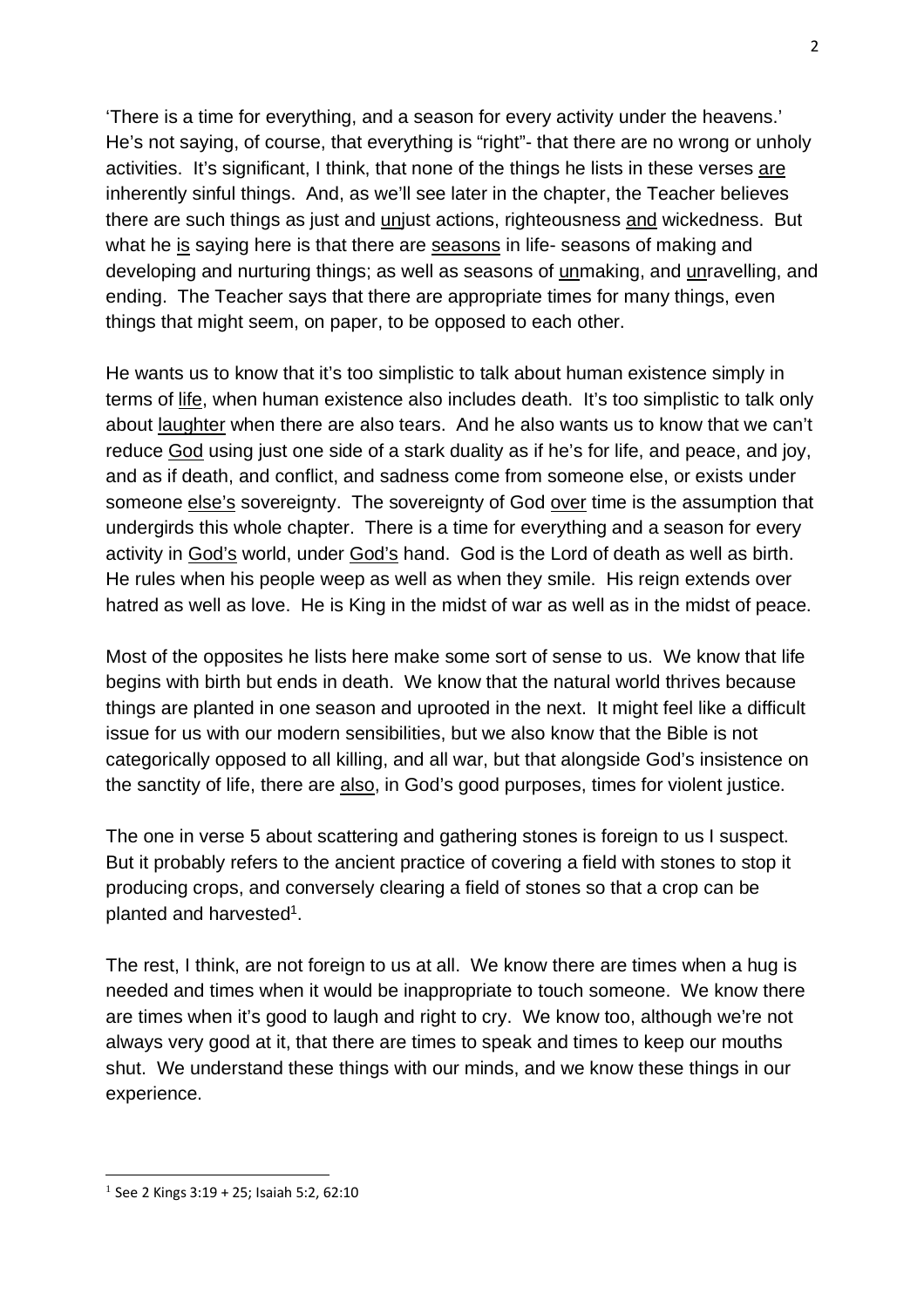'There is a time for everything, and a season for every activity under the heavens.' He's not saying, of course, that everything is "right"- that there are no wrong or unholy activities. It's significant, I think, that none of the things he lists in these verses are inherently sinful things. And, as we'll see later in the chapter, the Teacher believes there are such things as just and unjust actions, righteousness and wickedness. But what he is saying here is that there are seasons in life- seasons of making and developing and nurturing things; as well as seasons of unmaking, and unravelling, and ending. The Teacher says that there are appropriate times for many things, even things that might seem, on paper, to be opposed to each other.

He wants us to know that it's too simplistic to talk about human existence simply in terms of life, when human existence also includes death. It's too simplistic to talk only about laughter when there are also tears. And he also wants us to know that we can't reduce God using just one side of a stark duality as if he's for life, and peace, and joy, and as if death, and conflict, and sadness come from someone else, or exists under someone else's sovereignty. The sovereignty of God over time is the assumption that undergirds this whole chapter. There is a time for everything and a season for every activity in God's world, under God's hand. God is the Lord of death as well as birth. He rules when his people weep as well as when they smile. His reign extends over hatred as well as love. He is King in the midst of war as well as in the midst of peace.

Most of the opposites he lists here make some sort of sense to us. We know that life begins with birth but ends in death. We know that the natural world thrives because things are planted in one season and uprooted in the next. It might feel like a difficult issue for us with our modern sensibilities, but we also know that the Bible is not categorically opposed to all killing, and all war, but that alongside God's insistence on the sanctity of life, there are also, in God's good purposes, times for violent justice.

The one in verse 5 about scattering and gathering stones is foreign to us I suspect. But it probably refers to the ancient practice of covering a field with stones to stop it producing crops, and conversely clearing a field of stones so that a crop can be planted and harvested[1].

The rest, I think, are not foreign to us at all. We know there are times when a hug is needed and times when it would be inappropriate to touch someone. We know there are times when it's good to laugh and right to cry. We know too, although we're not always very good at it, that there are times to speak and times to keep our mouths shut. We understand these things with our minds, and we know these things in our experience.

---

[1] See 2 Kings 3:19 + 25; Isaiah 5:2, 62:10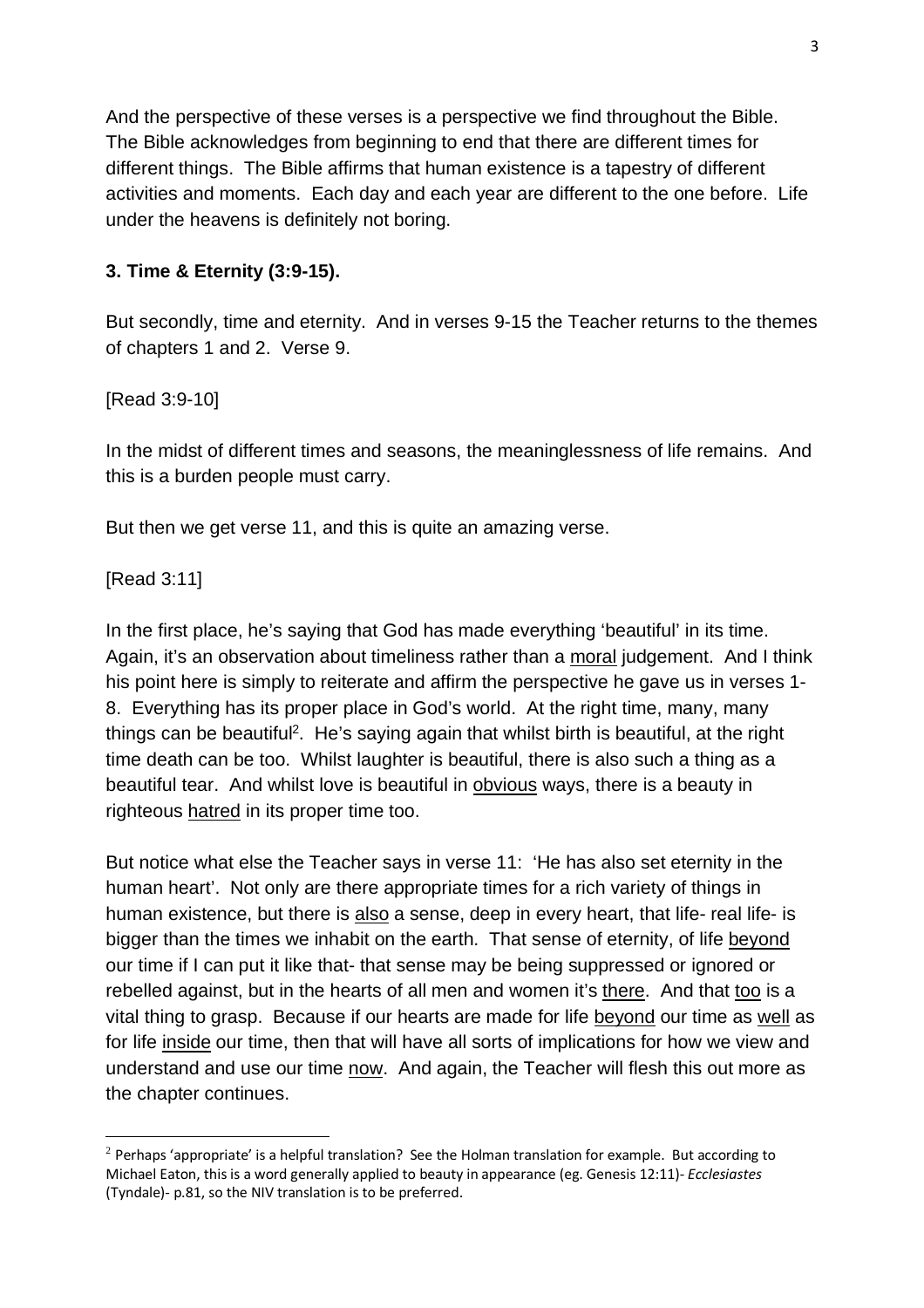And the perspective of these verses is a perspective we find throughout the Bible. The Bible acknowledges from beginning to end that there are different times for different things. The Bible affirms that human existence is a tapestry of different activities and moments. Each day and each year are different to the one before. Life under the heavens is definitely not boring.

**3. Time & Eternity (3:9-15).**

But secondly, time and eternity. And in verses 9-15 the Teacher returns to the themes of chapters 1 and 2. Verse 9.

[Read 3:9-10]

In the midst of different times and seasons, the meaninglessness of life remains. And this is a burden people must carry.

But then we get verse 11, and this is quite an amazing verse.

[Read 3:11]

In the first place, he's saying that God has made everything 'beautiful' in its time. Again, it's an observation about timeliness rather than a moral judgement. And I think his point here is simply to reiterate and affirm the perspective he gave us in verses 1-8. Everything has its proper place in God's world. At the right time, many, many things can be beautiful[2]. He's saying again that whilst birth is beautiful, at the right time death can be too. Whilst laughter is beautiful, there is also such a thing as a beautiful tear. And whilst love is beautiful in obvious ways, there is a beauty in righteous hatred in its proper time too.

But notice what else the Teacher says in verse 11: 'He has also set eternity in the human heart'. Not only are there appropriate times for a rich variety of things in human existence, but there is also a sense, deep in every heart, that life- real life- is bigger than the times we inhabit on the earth. That sense of eternity, of life beyond our time if I can put it like that- that sense may be being suppressed or ignored or rebelled against, but in the hearts of all men and women it's there. And that too is a vital thing to grasp. Because if our hearts are made for life beyond our time as well as for life inside our time, then that will have all sorts of implications for how we view and understand and use our time now. And again, the Teacher will flesh this out more as the chapter continues.

---

[2] Perhaps 'appropriate' is a helpful translation? See the Holman translation for example. But according to Michael Eaton, this is a word generally applied to beauty in appearance (eg. Genesis 12:11)- *Ecclesiastes* (Tyndale)- p.81, so the NIV translation is to be preferred.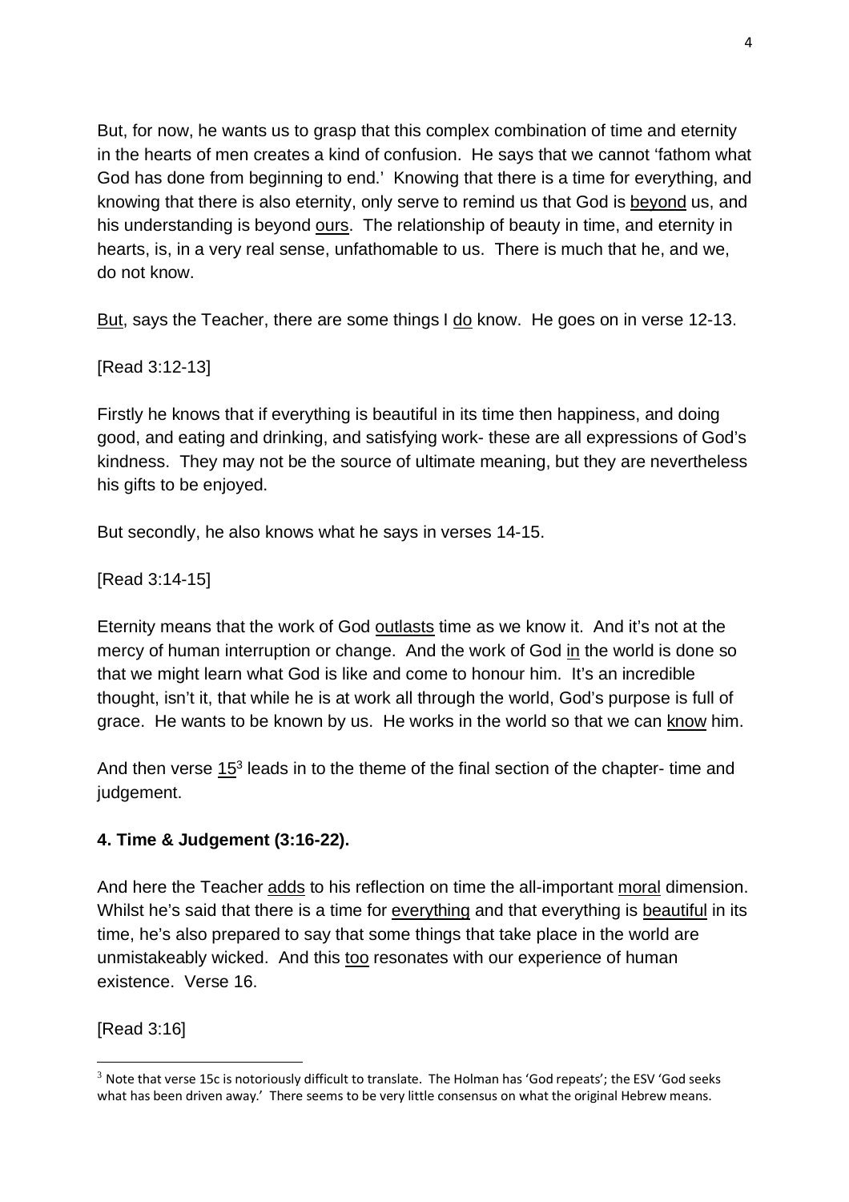But, for now, he wants us to grasp that this complex combination of time and eternity in the hearts of men creates a kind of confusion. He says that we cannot 'fathom what God has done from beginning to end.' Knowing that there is a time for everything, and knowing that there is also eternity, only serve to remind us that God is beyond us, and his understanding is beyond ours. The relationship of beauty in time, and eternity in hearts, is, in a very real sense, unfathomable to us. There is much that he, and we, do not know.

But, says the Teacher, there are some things I do know. He goes on in verse 12-13.

[Read 3:12-13]

Firstly he knows that if everything is beautiful in its time then happiness, and doing good, and eating and drinking, and satisfying work- these are all expressions of God's kindness. They may not be the source of ultimate meaning, but they are nevertheless his gifts to be enjoyed.

But secondly, he also knows what he says in verses 14-15.

[Read 3:14-15]

Eternity means that the work of God outlasts time as we know it. And it's not at the mercy of human interruption or change. And the work of God in the world is done so that we might learn what God is like and come to honour him. It's an incredible thought, isn't it, that while he is at work all through the world, God's purpose is full of grace. He wants to be known by us. He works in the world so that we can know him.

And then verse 15[3] leads in to the theme of the final section of the chapter- time and judgement.

**4. Time & Judgement (3:16-22).**

And here the Teacher adds to his reflection on time the all-important moral dimension. Whilst he's said that there is a time for everything and that everything is beautiful in its time, he's also prepared to say that some things that take place in the world are unmistakeably wicked. And this too resonates with our experience of human existence. Verse 16.

[Read 3:16]

[3] Note that verse 15c is notoriously difficult to translate. The Holman has 'God repeats'; the ESV 'God seeks what has been driven away.' There seems to be very little consensus on what the original Hebrew means.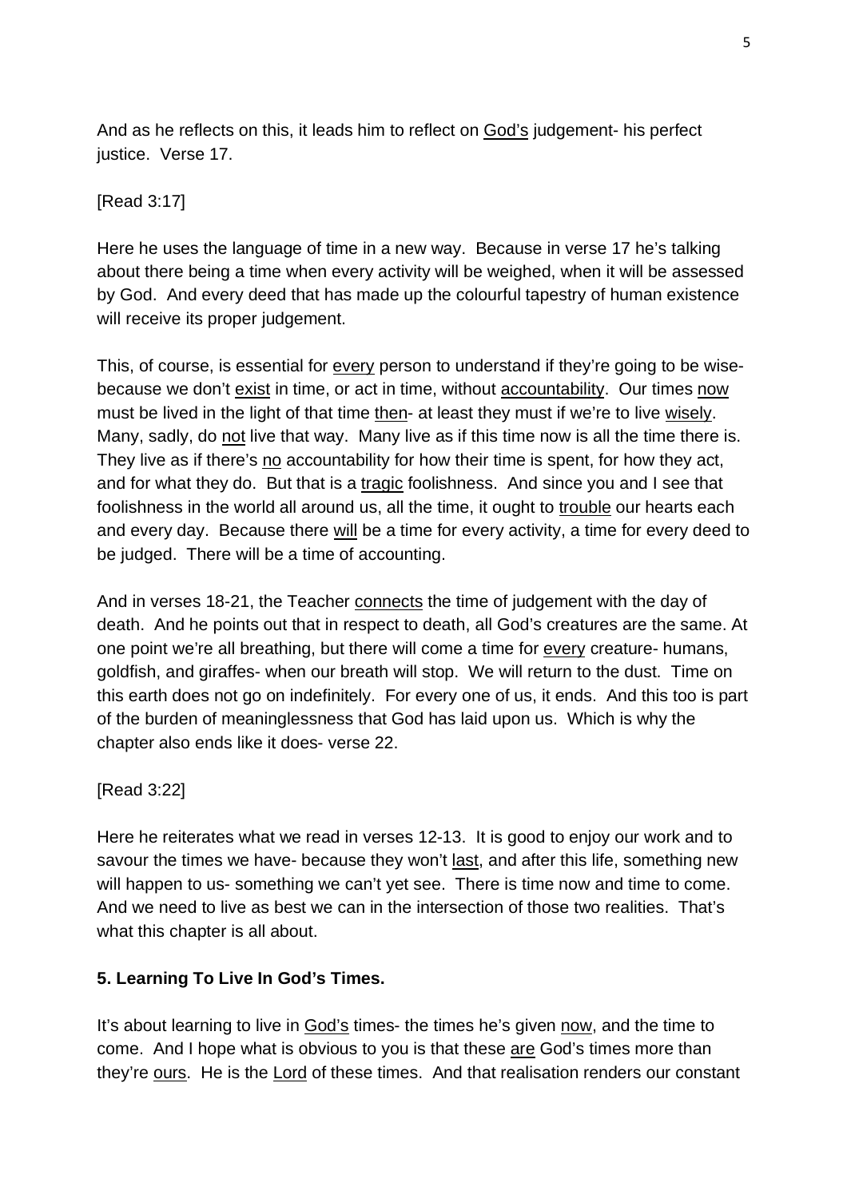And as he reflects on this, it leads him to reflect on God's judgement- his perfect justice. Verse 17.

[Read 3:17]

Here he uses the language of time in a new way. Because in verse 17 he's talking about there being a time when every activity will be weighed, when it will be assessed by God. And every deed that has made up the colourful tapestry of human existence will receive its proper judgement.

This, of course, is essential for every person to understand if they're going to be wise- because we don't exist in time, or act in time, without accountability. Our times now must be lived in the light of that time then- at least they must if we're to live wisely. Many, sadly, do not live that way. Many live as if this time now is all the time there is. They live as if there's no accountability for how their time is spent, for how they act, and for what they do. But that is a tragic foolishness. And since you and I see that foolishness in the world all around us, all the time, it ought to trouble our hearts each and every day. Because there will be a time for every activity, a time for every deed to be judged. There will be a time of accounting.

And in verses 18-21, the Teacher connects the time of judgement with the day of death. And he points out that in respect to death, all God's creatures are the same. At one point we're all breathing, but there will come a time for every creature- humans, goldfish, and giraffes- when our breath will stop. We will return to the dust. Time on this earth does not go on indefinitely. For every one of us, it ends. And this too is part of the burden of meaninglessness that God has laid upon us. Which is why the chapter also ends like it does- verse 22.

[Read 3:22]

Here he reiterates what we read in verses 12-13. It is good to enjoy our work and to savour the times we have- because they won't last, and after this life, something new will happen to us- something we can't yet see. There is time now and time to come. And we need to live as best we can in the intersection of those two realities. That's what this chapter is all about.

**5. Learning To Live In God's Times.**

It's about learning to live in God's times- the times he's given now, and the time to come. And I hope what is obvious to you is that these are God's times more than they're ours. He is the Lord of these times. And that realisation renders our constant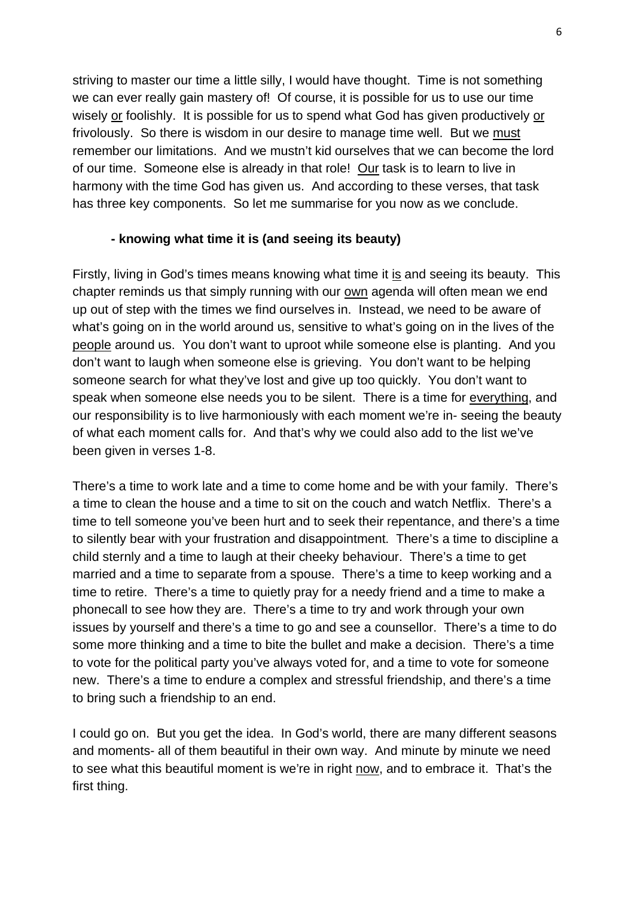striving to master our time a little silly, I would have thought. Time is not something we can ever really gain mastery of! Of course, it is possible for us to use our time wisely <u>or</u> foolishly. It is possible for us to spend what God has given productively <u>or</u> frivolously. So there is wisdom in our desire to manage time well. But we <u>must</u> remember our limitations. And we mustn't kid ourselves that we can become the lord of our time. Someone else is already in that role! <u>Our</u> task is to learn to live in harmony with the time God has given us. And according to these verses, that task has three key components. So let me summarise for you now as we conclude.

**- knowing what time it is (and seeing its beauty)**

Firstly, living in God's times means knowing what time it <u>is</u> and seeing its beauty. This chapter reminds us that simply running with our <u>own</u> agenda will often mean we end up out of step with the times we find ourselves in. Instead, we need to be aware of what's going on in the world around us, sensitive to what's going on in the lives of the <u>people</u> around us. You don't want to uproot while someone else is planting. And you don't want to laugh when someone else is grieving. You don't want to be helping someone search for what they've lost and give up too quickly. You don't want to speak when someone else needs you to be silent. There is a time for <u>everything</u>, and our responsibility is to live harmoniously with each moment we're in- seeing the beauty of what each moment calls for. And that's why we could also add to the list we've been given in verses 1-8.

There's a time to work late and a time to come home and be with your family. There's a time to clean the house and a time to sit on the couch and watch Netflix. There's a time to tell someone you've been hurt and to seek their repentance, and there's a time to silently bear with your frustration and disappointment. There's a time to discipline a child sternly and a time to laugh at their cheeky behaviour. There's a time to get married and a time to separate from a spouse. There's a time to keep working and a time to retire. There's a time to quietly pray for a needy friend and a time to make a phonecall to see how they are. There's a time to try and work through your own issues by yourself and there's a time to go and see a counsellor. There's a time to do some more thinking and a time to bite the bullet and make a decision. There's a time to vote for the political party you've always voted for, and a time to vote for someone new. There's a time to endure a complex and stressful friendship, and there's a time to bring such a friendship to an end.

I could go on. But you get the idea. In God's world, there are many different seasons and moments- all of them beautiful in their own way. And minute by minute we need to see what this beautiful moment is we're in right <u>now</u>, and to embrace it. That's the first thing.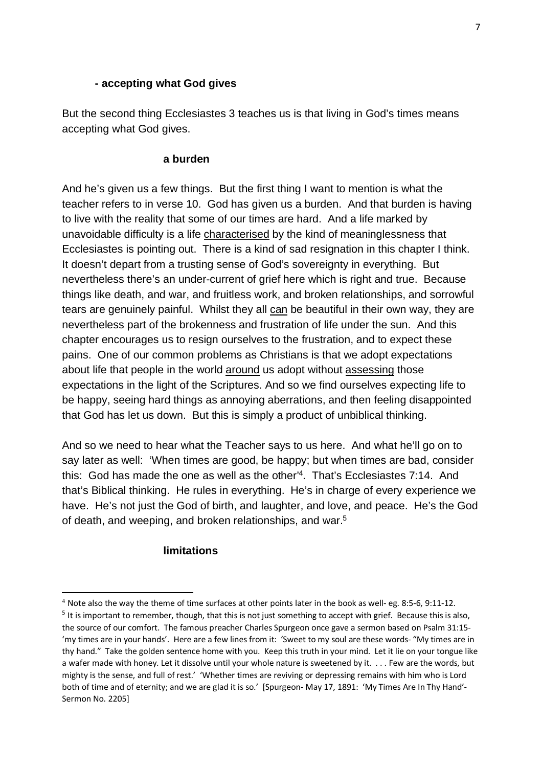**- accepting what God gives**

But the second thing Ecclesiastes 3 teaches us is that living in God's times means accepting what God gives.

**a burden**

And he's given us a few things. But the first thing I want to mention is what the teacher refers to in verse 10. God has given us a burden. And that burden is having to live with the reality that some of our times are hard. And a life marked by unavoidable difficulty is a life <u>characterised</u> by the kind of meaninglessness that Ecclesiastes is pointing out. There is a kind of sad resignation in this chapter I think. It doesn't depart from a trusting sense of God's sovereignty in everything. But nevertheless there's an under-current of grief here which is right and true. Because things like death, and war, and fruitless work, and broken relationships, and sorrowful tears are genuinely painful. Whilst they all <u>can</u> be beautiful in their own way, they are nevertheless part of the brokenness and frustration of life under the sun. And this chapter encourages us to resign ourselves to the frustration, and to expect these pains. One of our common problems as Christians is that we adopt expectations about life that people in the world <u>around</u> us adopt without <u>assessing</u> those expectations in the light of the Scriptures. And so we find ourselves expecting life to be happy, seeing hard things as annoying aberrations, and then feeling disappointed that God has let us down. But this is simply a product of unbiblical thinking.

And so we need to hear what the Teacher says to us here. And what he'll go on to say later as well: 'When times are good, be happy; but when times are bad, consider this: God has made the one as well as the other'[4]. That's Ecclesiastes 7:14. And that's Biblical thinking. He rules in everything. He's in charge of every experience we have. He's not just the God of birth, and laughter, and love, and peace. He's the God of death, and weeping, and broken relationships, and war.[5]

**limitations**

---

[4] Note also the way the theme of time surfaces at other points later in the book as well- eg. 8:5-6, 9:11-12.

[5] It is important to remember, though, that this is not just something to accept with grief. Because this is also, the source of our comfort. The famous preacher Charles Spurgeon once gave a sermon based on Psalm 31:15- 'my times are in your hands'. Here are a few lines from it: 'Sweet to my soul are these words- "My times are in thy hand." Take the golden sentence home with you. Keep this truth in your mind. Let it lie on your tongue like a wafer made with honey. Let it dissolve until your whole nature is sweetened by it. . . . Few are the words, but mighty is the sense, and full of rest.' 'Whether times are reviving or depressing remains with him who is Lord both of time and of eternity; and we are glad it is so.' [Spurgeon- May 17, 1891: 'My Times Are In Thy Hand'- Sermon No. 2205]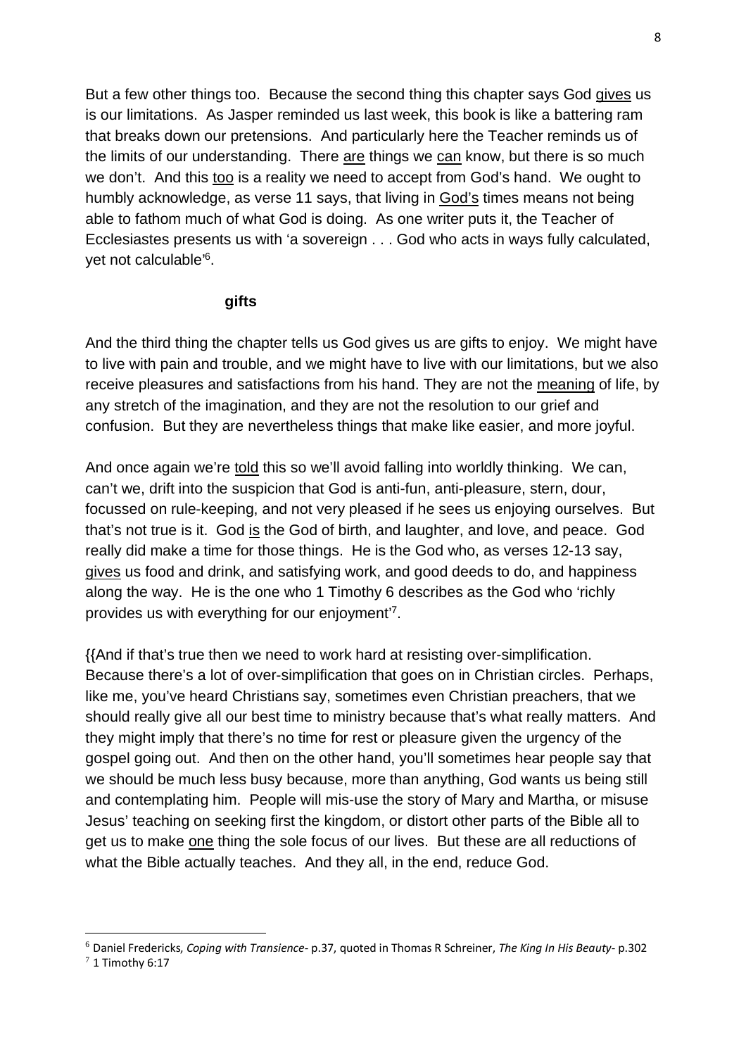But a few other things too. Because the second thing this chapter says God <u>gives</u> us is our limitations. As Jasper reminded us last week, this book is like a battering ram that breaks down our pretensions. And particularly here the Teacher reminds us of the limits of our understanding. There <u>are</u> things we <u>can</u> know, but there is so much we don't. And this <u>too</u> is a reality we need to accept from God's hand. We ought to humbly acknowledge, as verse 11 says, that living in <u>God's</u> times means not being able to fathom much of what God is doing. As one writer puts it, the Teacher of Ecclesiastes presents us with 'a sovereign . . . God who acts in ways fully calculated, yet not calculable'[6].

**gifts**

And the third thing the chapter tells us God gives us are gifts to enjoy. We might have to live with pain and trouble, and we might have to live with our limitations, but we also receive pleasures and satisfactions from his hand. They are not the <u>meaning</u> of life, by any stretch of the imagination, and they are not the resolution to our grief and confusion. But they are nevertheless things that make like easier, and more joyful.

And once again we're <u>told</u> this so we'll avoid falling into worldly thinking. We can, can't we, drift into the suspicion that God is anti-fun, anti-pleasure, stern, dour, focussed on rule-keeping, and not very pleased if he sees us enjoying ourselves. But that's not true is it. God <u>is</u> the God of birth, and laughter, and love, and peace. God really did make a time for those things. He is the God who, as verses 12-13 say, <u>gives</u> us food and drink, and satisfying work, and good deeds to do, and happiness along the way. He is the one who 1 Timothy 6 describes as the God who 'richly provides us with everything for our enjoyment'[7].

{{And if that's true then we need to work hard at resisting over-simplification. Because there's a lot of over-simplification that goes on in Christian circles. Perhaps, like me, you've heard Christians say, sometimes even Christian preachers, that we should really give all our best time to ministry because that's what really matters. And they might imply that there's no time for rest or pleasure given the urgency of the gospel going out. And then on the other hand, you'll sometimes hear people say that we should be much less busy because, more than anything, God wants us being still and contemplating him. People will mis-use the story of Mary and Martha, or misuse Jesus' teaching on seeking first the kingdom, or distort other parts of the Bible all to get us to make <u>one</u> thing the sole focus of our lives. But these are all reductions of what the Bible actually teaches. And they all, in the end, reduce God.

---

[6] Daniel Fredericks, *Coping with Transience*- p.37, quoted in Thomas R Schreiner, *The King In His Beauty*- p.302

[7] 1 Timothy 6:17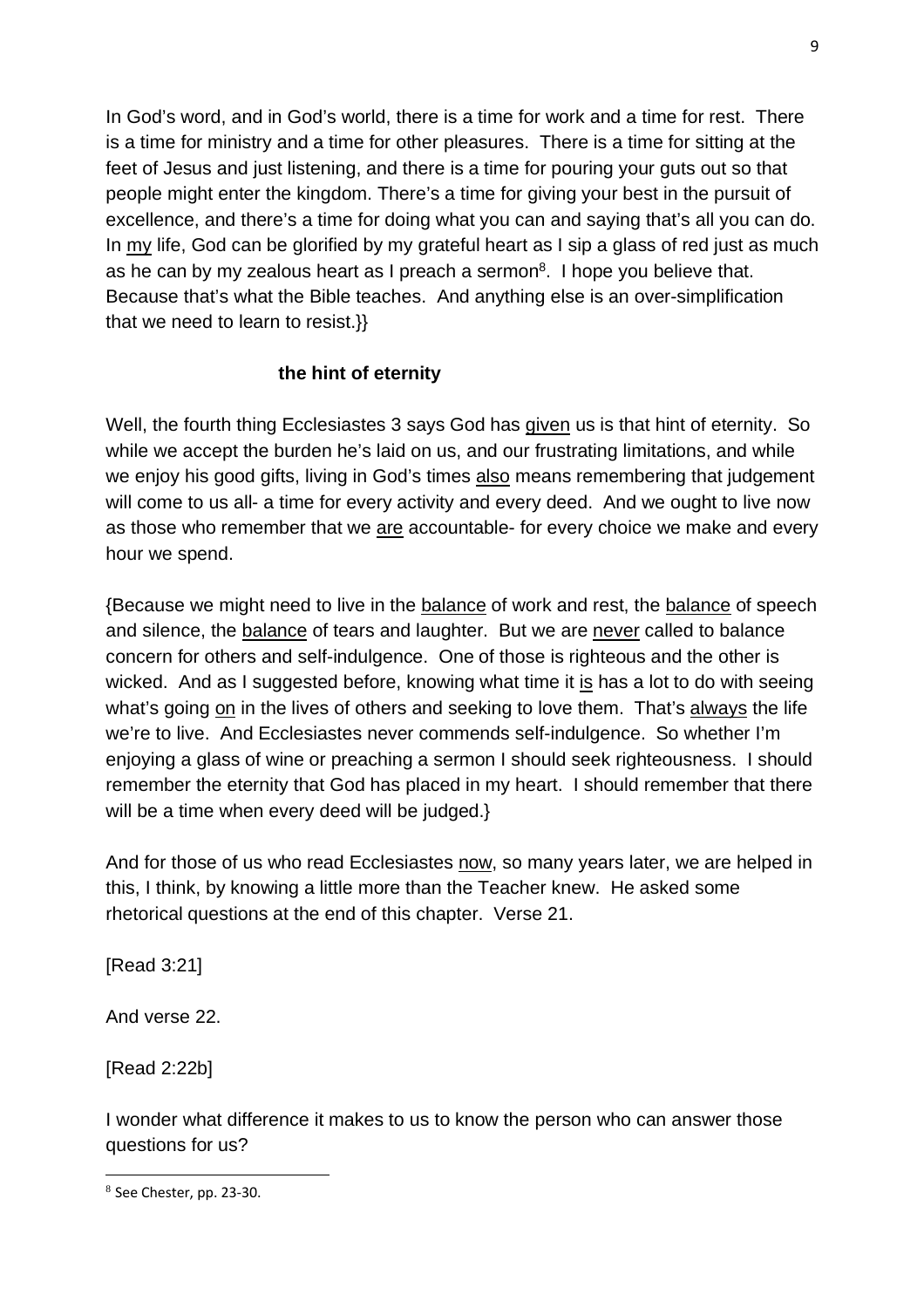In God's word, and in God's world, there is a time for work and a time for rest. There is a time for ministry and a time for other pleasures. There is a time for sitting at the feet of Jesus and just listening, and there is a time for pouring your guts out so that people might enter the kingdom. There's a time for giving your best in the pursuit of excellence, and there's a time for doing what you can and saying that's all you can do. In my life, God can be glorified by my grateful heart as I sip a glass of red just as much as he can by my zealous heart as I preach a sermon[8]. I hope you believe that. Because that's what the Bible teaches. And anything else is an over-simplification that we need to learn to resist.}}

**the hint of eternity**

Well, the fourth thing Ecclesiastes 3 says God has given us is that hint of eternity. So while we accept the burden he's laid on us, and our frustrating limitations, and while we enjoy his good gifts, living in God's times also means remembering that judgement will come to us all- a time for every activity and every deed. And we ought to live now as those who remember that we are accountable- for every choice we make and every hour we spend.

{Because we might need to live in the balance of work and rest, the balance of speech and silence, the balance of tears and laughter. But we are never called to balance concern for others and self-indulgence. One of those is righteous and the other is wicked. And as I suggested before, knowing what time it is has a lot to do with seeing what's going on in the lives of others and seeking to love them. That's always the life we're to live. And Ecclesiastes never commends self-indulgence. So whether I'm enjoying a glass of wine or preaching a sermon I should seek righteousness. I should remember the eternity that God has placed in my heart. I should remember that there will be a time when every deed will be judged.}

And for those of us who read Ecclesiastes now, so many years later, we are helped in this, I think, by knowing a little more than the Teacher knew. He asked some rhetorical questions at the end of this chapter. Verse 21.

[Read 3:21]

And verse 22.

[Read 2:22b]

I wonder what difference it makes to us to know the person who can answer those questions for us?

---

[8] See Chester, pp. 23-30.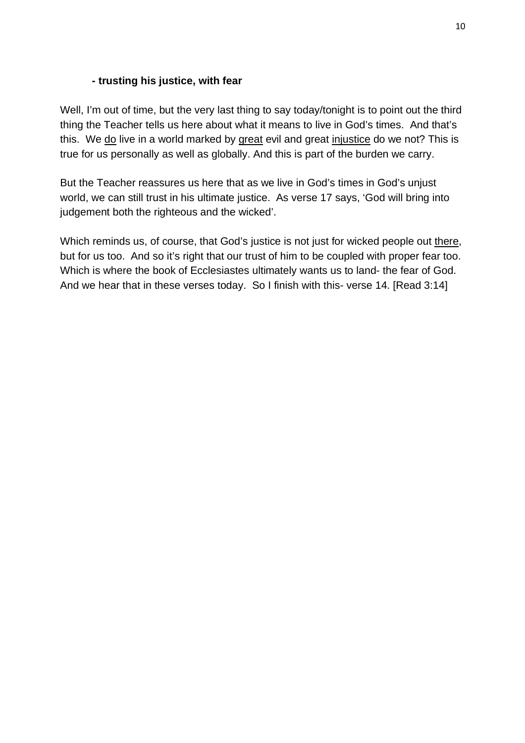**- trusting his justice, with fear**

Well, I'm out of time, but the very last thing to say today/tonight is to point out the third thing the Teacher tells us here about what it means to live in God's times. And that's this. We <u>do</u> live in a world marked by <u>great</u> evil and great <u>injustice</u> do we not? This is true for us personally as well as globally. And this is part of the burden we carry.

But the Teacher reassures us here that as we live in God's times in God's unjust world, we can still trust in his ultimate justice. As verse 17 says, 'God will bring into judgement both the righteous and the wicked'.

Which reminds us, of course, that God's justice is not just for wicked people out <u>there</u>, but for us too. And so it's right that our trust of him to be coupled with proper fear too. Which is where the book of Ecclesiastes ultimately wants us to land- the fear of God. And we hear that in these verses today. So I finish with this- verse 14. [Read 3:14]